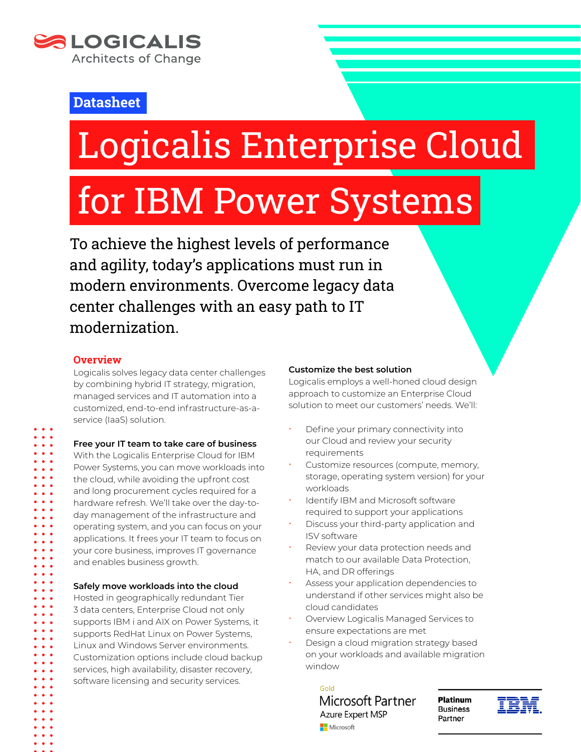LOGICALIS
Architects of Change

Datasheet

# Logicalis Enterprise Cloud for IBM Power Systems

To achieve the highest levels of performance and agility, today's applications must run in modern environments. Overcome legacy data center challenges with an easy path to IT modernization.

## Overview

Logicalis solves legacy data center challenges by combining hybrid IT strategy, migration, managed services and IT automation into a customized, end-to-end infrastructure-as-a-service (IaaS) solution.

### Free your IT team to take care of business

With the Logicalis Enterprise Cloud for IBM Power Systems, you can move workloads into the cloud, while avoiding the upfront cost and long procurement cycles required for a hardware refresh. We'll take over the day-to-day management of the infrastructure and operating system, and you can focus on your applications. It frees your IT team to focus on your core business, improves IT governance and enables business growth.

### Safely move workloads into the cloud

Hosted in geographically redundant Tier 3 data centers, Enterprise Cloud not only supports IBM i and AIX on Power Systems, it supports RedHat Linux on Power Systems, Linux and Windows Server environments. Customization options include cloud backup services, high availability, disaster recovery, software licensing and security services.

### Customize the best solution

Logicalis employs a well-honed cloud design approach to customize an Enterprise Cloud solution to meet our customers' needs. We'll:

- Define your primary connectivity into our Cloud and review your security requirements
- Customize resources (compute, memory, storage, operating system version) for your workloads
- Identify IBM and Microsoft software required to support your applications
- Discuss your third-party application and ISV software
- Review your data protection needs and match to our available Data Protection, HA, and DR offerings
- Assess your application dependencies to understand if other services might also be cloud candidates
- Overview Logicalis Managed Services to ensure expectations are met
- Design a cloud migration strategy based on your workloads and available migration window

Gold Microsoft Partner
Azure Expert MSP
Microsoft

Platinum Business Partner
IBM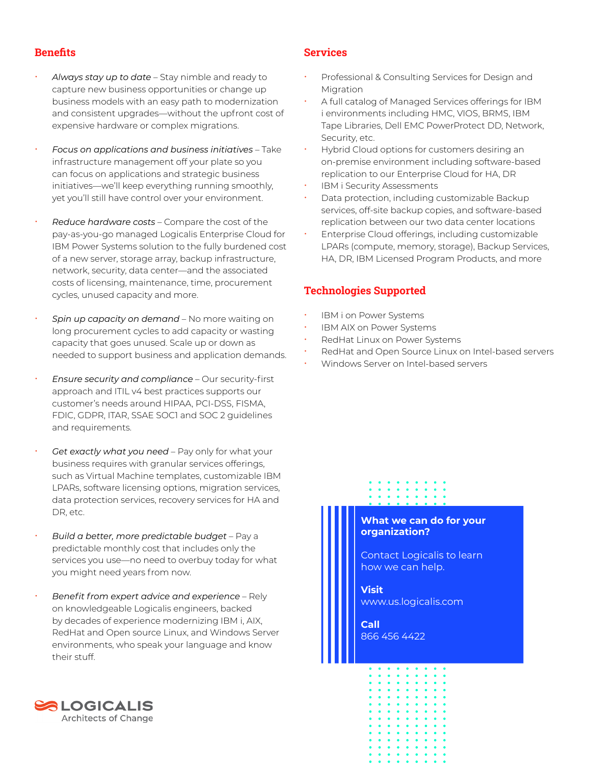## Benefits

- *Always stay up to date* – Stay nimble and ready to capture new business opportunities or change up business models with an easy path to modernization and consistent upgrades—without the upfront cost of expensive hardware or complex migrations.
- *Focus on applications and business initiatives* – Take infrastructure management off your plate so you can focus on applications and strategic business initiatives—we'll keep everything running smoothly, yet you'll still have control over your environment.
- *Reduce hardware costs* – Compare the cost of the pay-as-you-go managed Logicalis Enterprise Cloud for IBM Power Systems solution to the fully burdened cost of a new server, storage array, backup infrastructure, network, security, data center—and the associated costs of licensing, maintenance, time, procurement cycles, unused capacity and more.
- *Spin up capacity on demand* – No more waiting on long procurement cycles to add capacity or wasting capacity that goes unused. Scale up or down as needed to support business and application demands.
- *Ensure security and compliance* – Our security-first approach and ITIL v4 best practices supports our customer's needs around HIPAA, PCI-DSS, FISMA, FDIC, GDPR, ITAR, SSAE SOC1 and SOC 2 guidelines and requirements.
- *Get exactly what you need* – Pay only for what your business requires with granular services offerings, such as Virtual Machine templates, customizable IBM LPARs, software licensing options, migration services, data protection services, recovery services for HA and DR, etc.
- *Build a better, more predictable budget* – Pay a predictable monthly cost that includes only the services you use—no need to overbuy today for what you might need years from now.
- *Benefit from expert advice and experience* – Rely on knowledgeable Logicalis engineers, backed by decades of experience modernizing IBM i, AIX, RedHat and Open source Linux, and Windows Server environments, who speak your language and know their stuff.

## Services

- Professional & Consulting Services for Design and Migration
- A full catalog of Managed Services offerings for IBM i environments including HMC, VIOS, BRMS, IBM Tape Libraries, Dell EMC PowerProtect DD, Network, Security, etc.
- Hybrid Cloud options for customers desiring an on-premise environment including software-based replication to our Enterprise Cloud for HA, DR
- IBM i Security Assessments
- Data protection, including customizable Backup services, off-site backup copies, and software-based replication between our two data center locations
- Enterprise Cloud offerings, including customizable LPARs (compute, memory, storage), Backup Services, HA, DR, IBM Licensed Program Products, and more

## Technologies Supported

- IBM i on Power Systems
- IBM AIX on Power Systems
- RedHat Linux on Power Systems
- RedHat and Open Source Linux on Intel-based servers
- Windows Server on Intel-based servers

**What we can do for your organization?**

Contact Logicalis to learn how we can help.

**Visit**
www.us.logicalis.com

**Call**
866 456 4422

LOGICALIS
Architects of Change